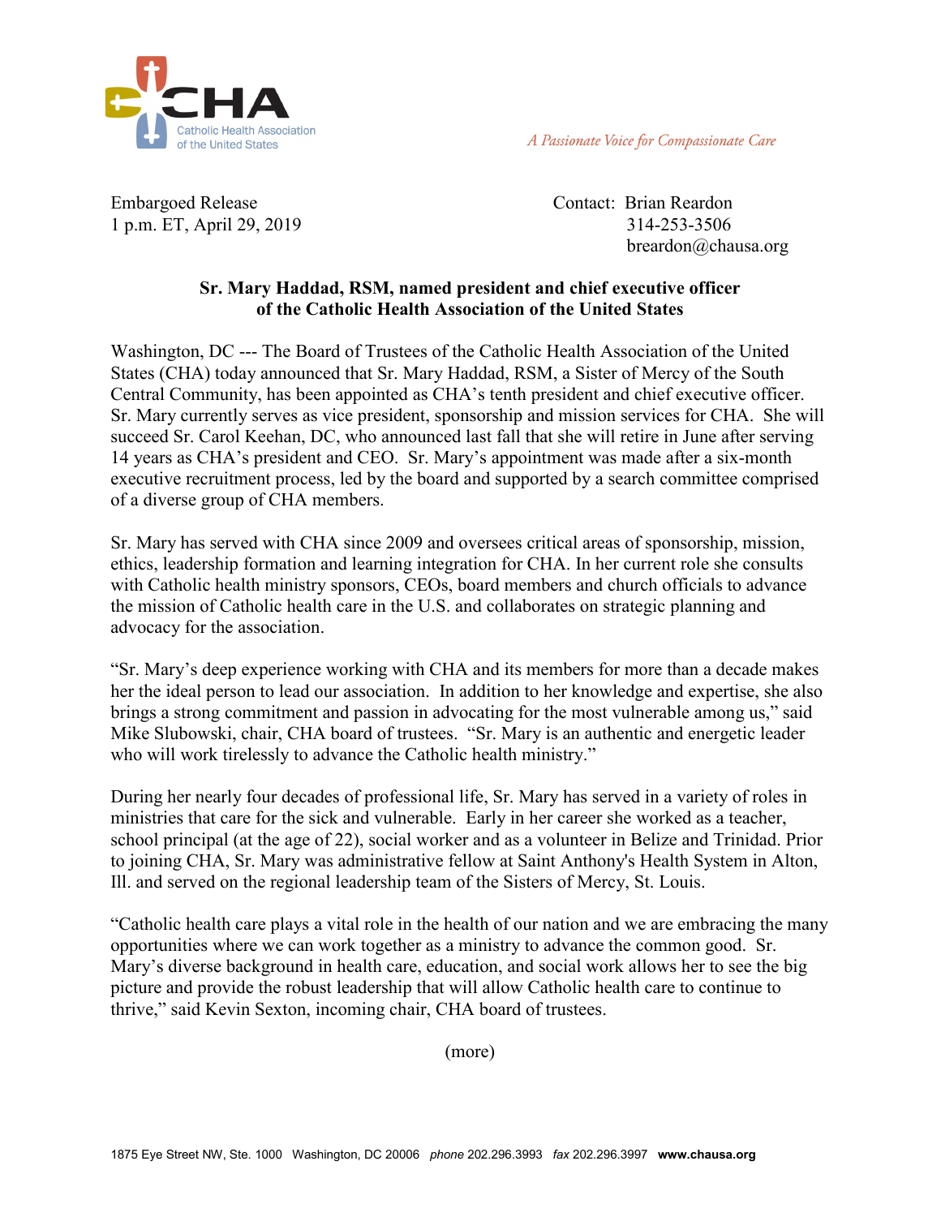CHA Catholic Health Association of the United States

*A Passionate Voice for Compassionate Care*

Embargoed Release
1 p.m. ET, April 29, 2019

Contact: Brian Reardon
314-253-3506
breardon@chausa.org

**Sr. Mary Haddad, RSM, named president and chief executive officer of the Catholic Health Association of the United States**

Washington, DC --- The Board of Trustees of the Catholic Health Association of the United States (CHA) today announced that Sr. Mary Haddad, RSM, a Sister of Mercy of the South Central Community, has been appointed as CHA's tenth president and chief executive officer. Sr. Mary currently serves as vice president, sponsorship and mission services for CHA. She will succeed Sr. Carol Keehan, DC, who announced last fall that she will retire in June after serving 14 years as CHA's president and CEO. Sr. Mary's appointment was made after a six-month executive recruitment process, led by the board and supported by a search committee comprised of a diverse group of CHA members.

Sr. Mary has served with CHA since 2009 and oversees critical areas of sponsorship, mission, ethics, leadership formation and learning integration for CHA. In her current role she consults with Catholic health ministry sponsors, CEOs, board members and church officials to advance the mission of Catholic health care in the U.S. and collaborates on strategic planning and advocacy for the association.

"Sr. Mary's deep experience working with CHA and its members for more than a decade makes her the ideal person to lead our association. In addition to her knowledge and expertise, she also brings a strong commitment and passion in advocating for the most vulnerable among us," said Mike Slubowski, chair, CHA board of trustees. "Sr. Mary is an authentic and energetic leader who will work tirelessly to advance the Catholic health ministry."

During her nearly four decades of professional life, Sr. Mary has served in a variety of roles in ministries that care for the sick and vulnerable. Early in her career she worked as a teacher, school principal (at the age of 22), social worker and as a volunteer in Belize and Trinidad. Prior to joining CHA, Sr. Mary was administrative fellow at Saint Anthony's Health System in Alton, Ill. and served on the regional leadership team of the Sisters of Mercy, St. Louis.

"Catholic health care plays a vital role in the health of our nation and we are embracing the many opportunities where we can work together as a ministry to advance the common good. Sr. Mary's diverse background in health care, education, and social work allows her to see the big picture and provide the robust leadership that will allow Catholic health care to continue to thrive," said Kevin Sexton, incoming chair, CHA board of trustees.

(more)

1875 Eye Street NW, Ste. 1000 Washington, DC 20006 *phone* 202.296.3993 *fax* 202.296.3997 **www.chausa.org**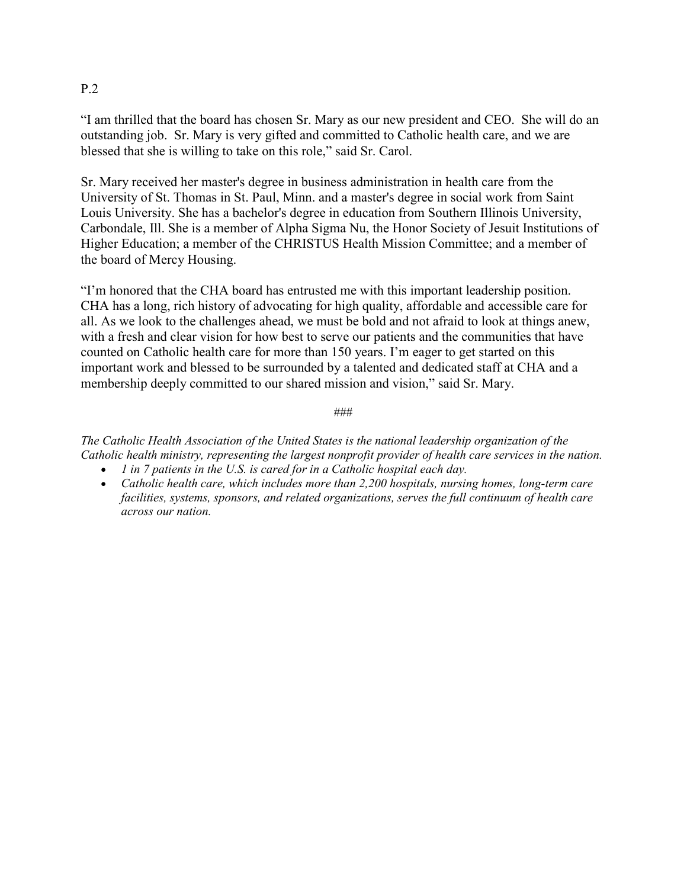"I am thrilled that the board has chosen Sr. Mary as our new president and CEO. She will do an outstanding job. Sr. Mary is very gifted and committed to Catholic health care, and we are blessed that she is willing to take on this role," said Sr. Carol.

Sr. Mary received her master's degree in business administration in health care from the University of St. Thomas in St. Paul, Minn. and a master's degree in social work from Saint Louis University. She has a bachelor's degree in education from Southern Illinois University, Carbondale, Ill. She is a member of Alpha Sigma Nu, the Honor Society of Jesuit Institutions of Higher Education; a member of the CHRISTUS Health Mission Committee; and a member of the board of Mercy Housing.

"I'm honored that the CHA board has entrusted me with this important leadership position. CHA has a long, rich history of advocating for high quality, affordable and accessible care for all. As we look to the challenges ahead, we must be bold and not afraid to look at things anew, with a fresh and clear vision for how best to serve our patients and the communities that have counted on Catholic health care for more than 150 years. I'm eager to get started on this important work and blessed to be surrounded by a talented and dedicated staff at CHA and a membership deeply committed to our shared mission and vision," said Sr. Mary.

###

*The Catholic Health Association of the United States is the national leadership organization of the Catholic health ministry, representing the largest nonprofit provider of health care services in the nation.*

- *1 in 7 patients in the U.S. is cared for in a Catholic hospital each day.*
- *Catholic health care, which includes more than 2,200 hospitals, nursing homes, long-term care facilities, systems, sponsors, and related organizations, serves the full continuum of health care across our nation.*